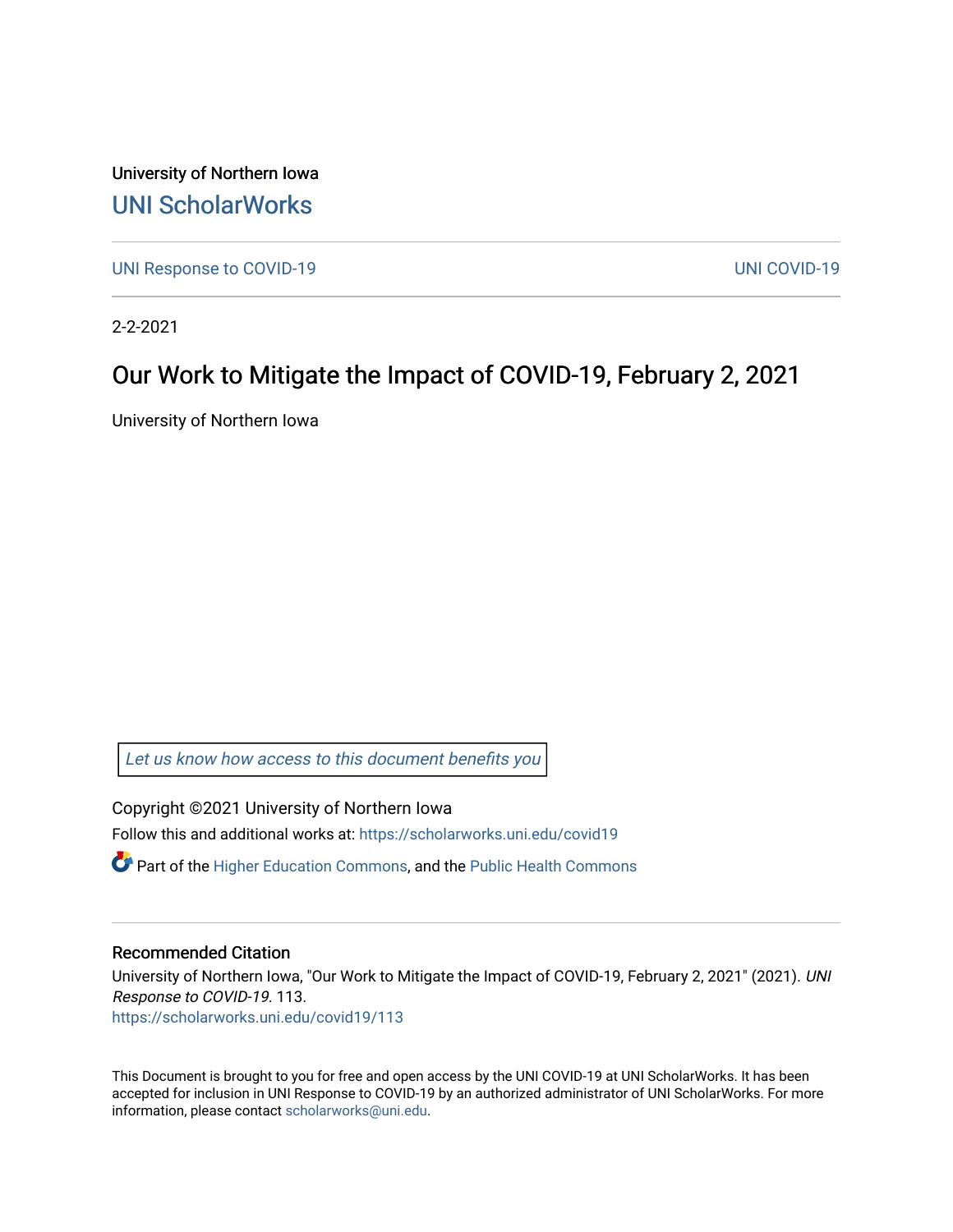University of Northern Iowa

[UNI ScholarWorks](https://scholarworks.uni.edu)

UNI Response to COVID-19 | UNI COVID-19

2-2-2021

# Our Work to Mitigate the Impact of COVID-19, February 2, 2021

University of Northern Iowa

*Let us know how access to this document benefits you*

Copyright ©2021 University of Northern Iowa

Follow this and additional works at: https://scholarworks.uni.edu/covid19

Part of the Higher Education Commons, and the Public Health Commons

## Recommended Citation

University of Northern Iowa, "Our Work to Mitigate the Impact of COVID-19, February 2, 2021" (2021). *UNI Response to COVID-19*. 113.
https://scholarworks.uni.edu/covid19/113

This Document is brought to you for free and open access by the UNI COVID-19 at UNI ScholarWorks. It has been accepted for inclusion in UNI Response to COVID-19 by an authorized administrator of UNI ScholarWorks. For more information, please contact scholarworks@uni.edu.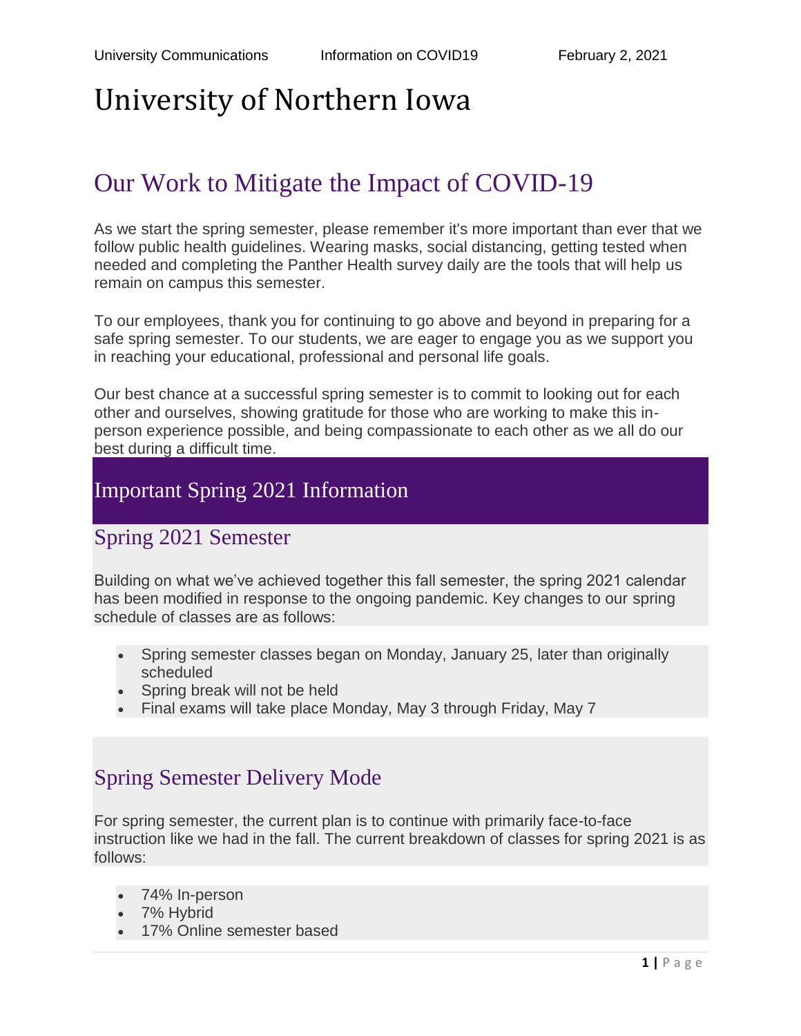# University of Northern Iowa

## Our Work to Mitigate the Impact of COVID-19

As we start the spring semester, please remember it's more important than ever that we follow public health guidelines. Wearing masks, social distancing, getting tested when needed and completing the Panther Health survey daily are the tools that will help us remain on campus this semester.

To our employees, thank you for continuing to go above and beyond in preparing for a safe spring semester. To our students, we are eager to engage you as we support you in reaching your educational, professional and personal life goals.

Our best chance at a successful spring semester is to commit to looking out for each other and ourselves, showing gratitude for those who are working to make this in-person experience possible, and being compassionate to each other as we all do our best during a difficult time.

## Important Spring 2021 Information

### Spring 2021 Semester

Building on what we've achieved together this fall semester, the spring 2021 calendar has been modified in response to the ongoing pandemic. Key changes to our spring schedule of classes are as follows:

- Spring semester classes began on Monday, January 25, later than originally scheduled
- Spring break will not be held
- Final exams will take place Monday, May 3 through Friday, May 7

### Spring Semester Delivery Mode

For spring semester, the current plan is to continue with primarily face-to-face instruction like we had in the fall. The current breakdown of classes for spring 2021 is as follows:

- 74% In-person
- 7% Hybrid
- 17% Online semester based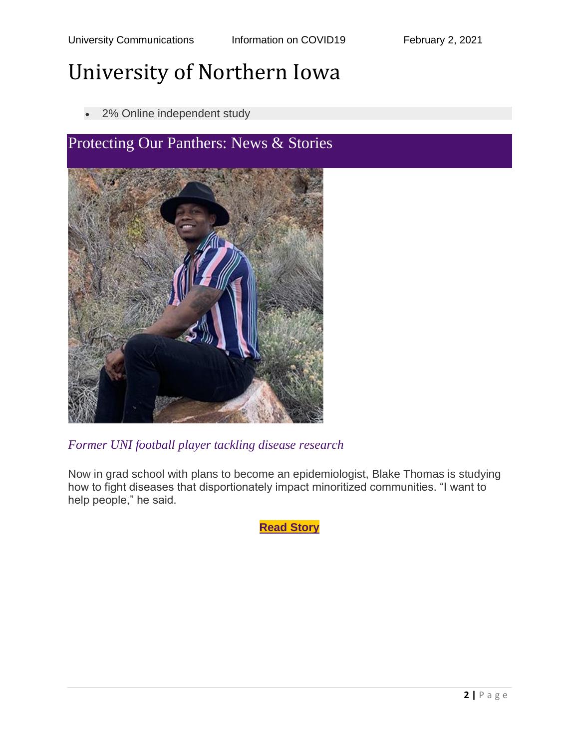# University of Northern Iowa

- 2% Online independent study

## Protecting Our Panthers: News & Stories

*Former UNI football player tackling disease research*

Now in grad school with plans to become an epidemiologist, Blake Thomas is studying how to fight diseases that disportionately impact minoritized communities. “I want to help people,” he said.

**Read Story**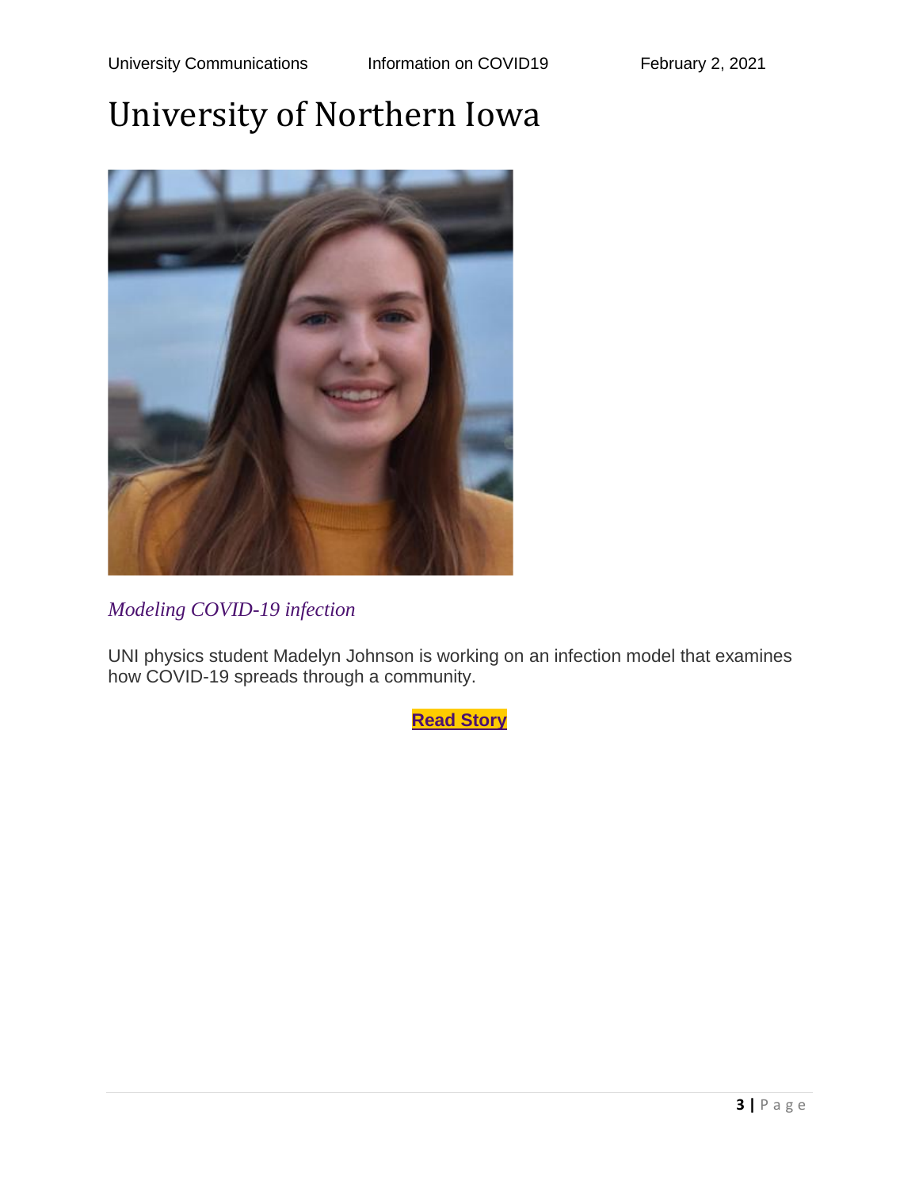# University of Northern Iowa

*Modeling COVID-19 infection*

UNI physics student Madelyn Johnson is working on an infection model that examines how COVID-19 spreads through a community.

**Read Story**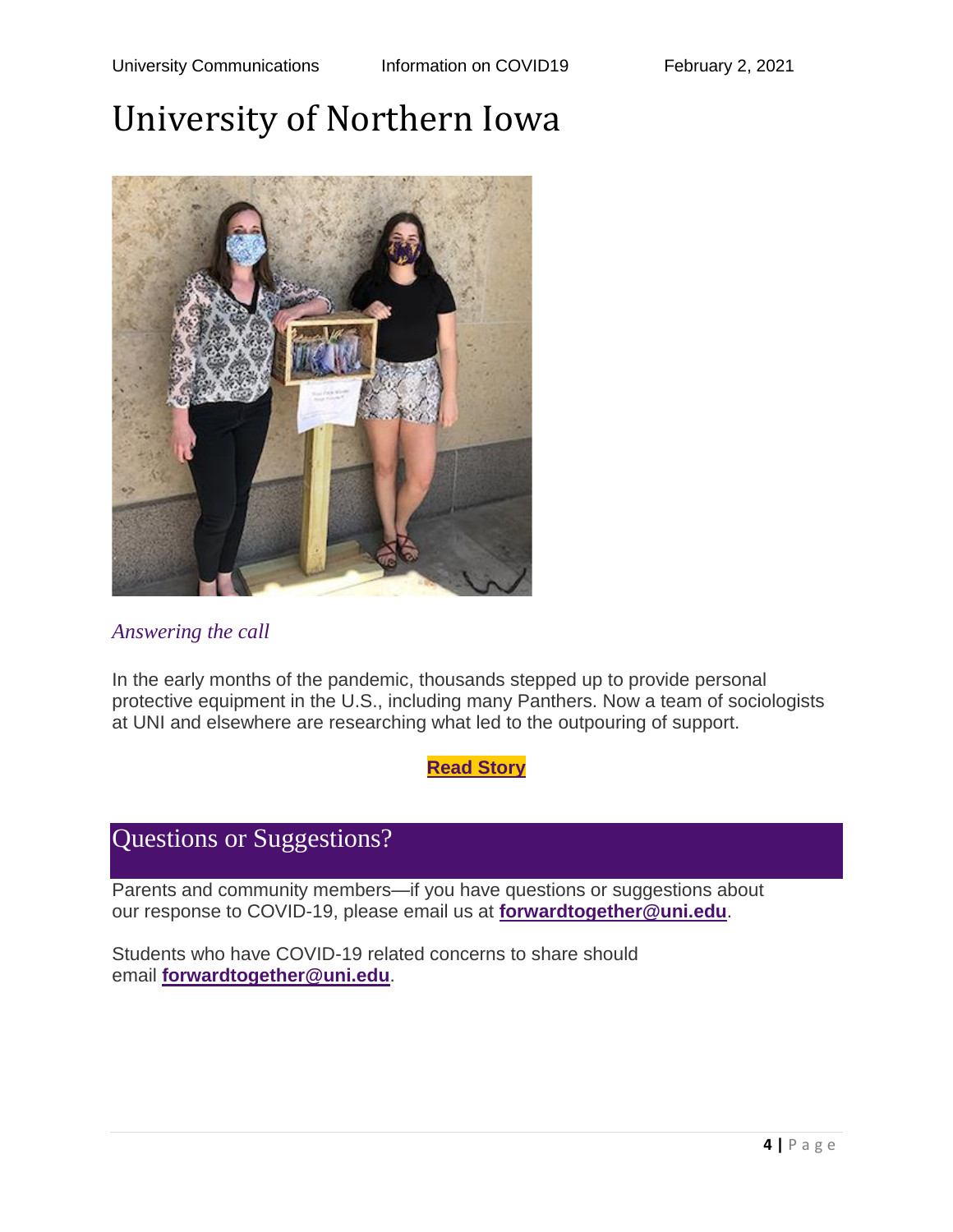# University of Northern Iowa

*Answering the call*

In the early months of the pandemic, thousands stepped up to provide personal protective equipment in the U.S., including many Panthers. Now a team of sociologists at UNI and elsewhere are researching what led to the outpouring of support.

**Read Story**

## Questions or Suggestions?

Parents and community members—if you have questions or suggestions about our response to COVID-19, please email us at **forwardtogether@uni.edu**.

Students who have COVID-19 related concerns to share should email **forwardtogether@uni.edu**.